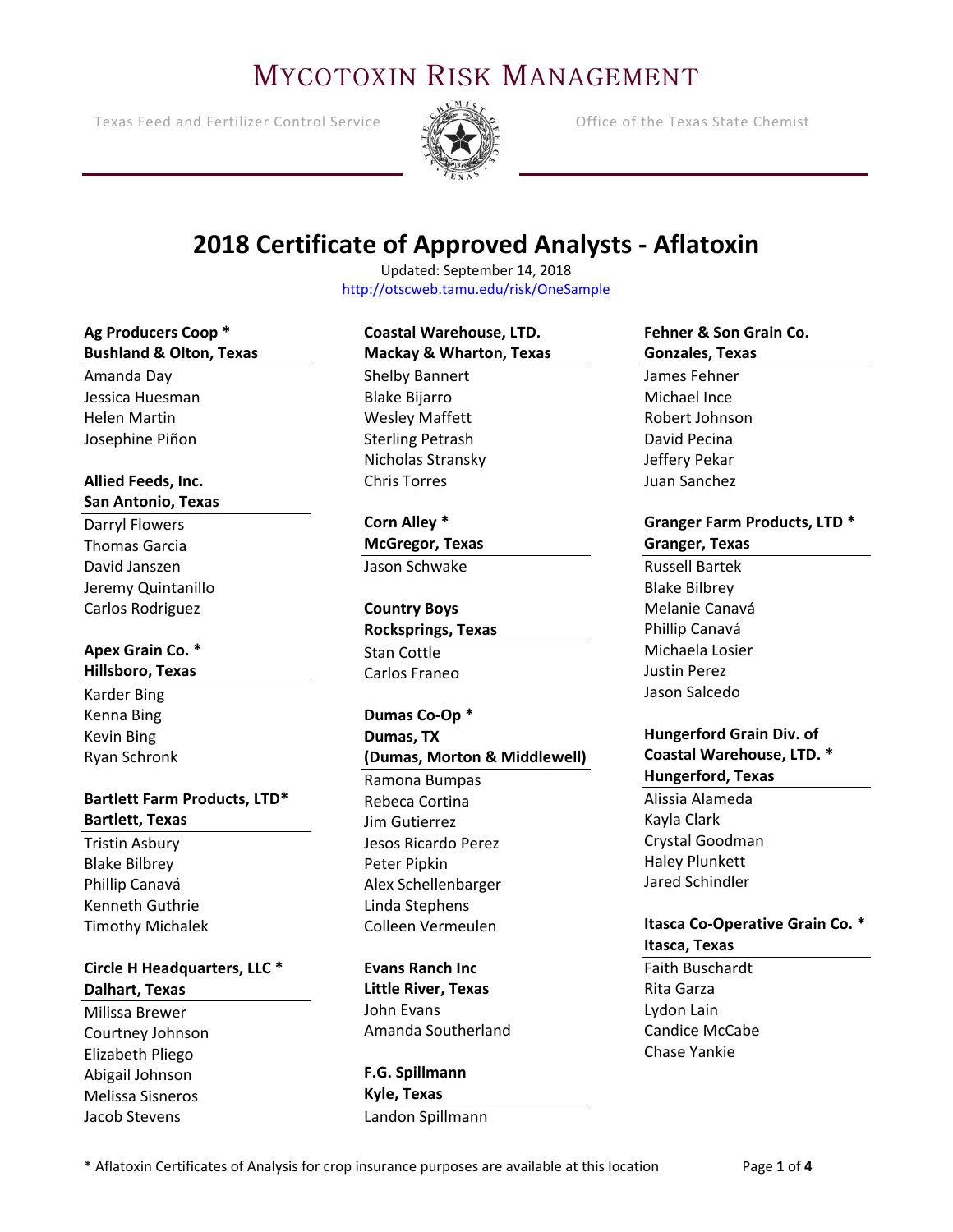# MYCOTOXIN RISK MANAGEMENT

Texas Feed and Fertilizer Control Service — Office of the Texas State Chemist

## 2018 Certificate of Approved Analysts - Aflatoxin

Updated: September 14, 2018
http://otscweb.tamu.edu/risk/OneSample

**Ag Producers Coop ***
**Bushland & Olton, Texas**

Amanda Day
Jessica Huesman
Helen Martin
Josephine Piñon

**Allied Feeds, Inc.**
**San Antonio, Texas**

Darryl Flowers
Thomas Garcia
David Janszen
Jeremy Quintanillo
Carlos Rodriguez

**Apex Grain Co. ***
**Hillsboro, Texas**

Karder Bing
Kenna Bing
Kevin Bing
Ryan Schronk

**Bartlett Farm Products, LTD***
**Bartlett, Texas**

Tristin Asbury
Blake Bilbrey
Phillip Canavá
Kenneth Guthrie
Timothy Michalek

**Circle H Headquarters, LLC ***
**Dalhart, Texas**

Milissa Brewer
Courtney Johnson
Elizabeth Pliego
Abigail Johnson
Melissa Sisneros
Jacob Stevens

**Coastal Warehouse, LTD.**
**Mackay & Wharton, Texas**

Shelby Bannert
Blake Bijarro
Wesley Maffett
Sterling Petrash
Nicholas Stransky
Chris Torres

**Corn Alley ***
**McGregor, Texas**

Jason Schwake

**Country Boys**
**Rocksprings, Texas**

Stan Cottle
Carlos Franeo

**Dumas Co-Op ***
**Dumas, TX**
**(Dumas, Morton & Middlewell)**

Ramona Bumpas
Rebeca Cortina
Jim Gutierrez
Jesos Ricardo Perez
Peter Pipkin
Alex Schellenbarger
Linda Stephens
Colleen Vermeulen

**Evans Ranch Inc**
**Little River, Texas**

John Evans
Amanda Southerland

**F.G. Spillmann**
**Kyle, Texas**

Landon Spillmann

**Fehner & Son Grain Co.**
**Gonzales, Texas**

James Fehner
Michael Ince
Robert Johnson
David Pecina
Jeffery Pekar
Juan Sanchez

**Granger Farm Products, LTD ***
**Granger, Texas**

Russell Bartek
Blake Bilbrey
Melanie Canavá
Phillip Canavá
Michaela Losier
Justin Perez
Jason Salcedo

**Hungerford Grain Div. of Coastal Warehouse, LTD. ***
**Hungerford, Texas**

Alissia Alameda
Kayla Clark
Crystal Goodman
Haley Plunkett
Jared Schindler

**Itasca Co-Operative Grain Co. ***
**Itasca, Texas**

Faith Buschardt
Rita Garza
Lydon Lain
Candice McCabe
Chase Yankie

\* Aflatoxin Certificates of Analysis for crop insurance purposes are available at this location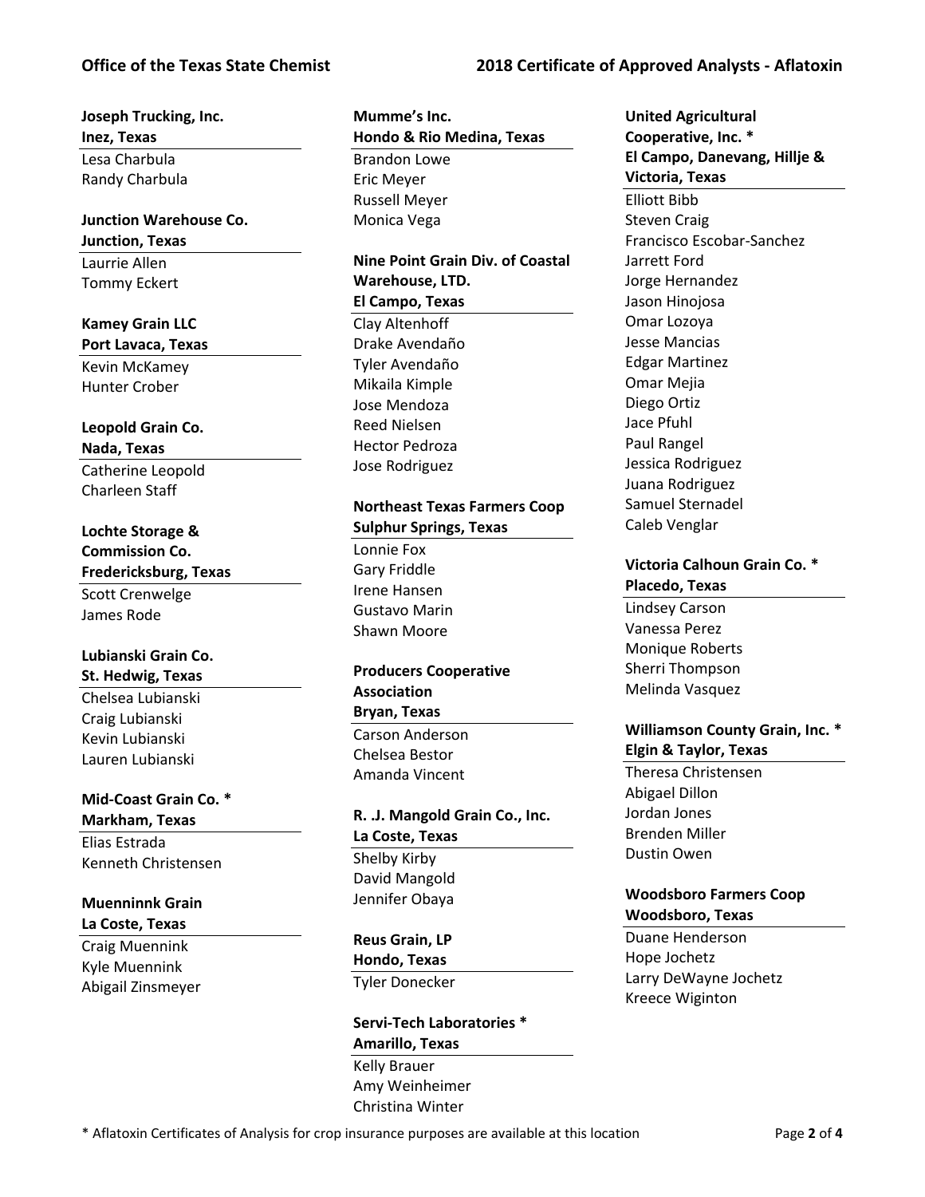**Joseph Trucking, Inc.**
**Inez, Texas**

Lesa Charbula
Randy Charbula

**Junction Warehouse Co.**
**Junction, Texas**

Laurrie Allen
Tommy Eckert

**Kamey Grain LLC**
**Port Lavaca, Texas**

Kevin McKamey
Hunter Crober

**Leopold Grain Co.**
**Nada, Texas**

Catherine Leopold
Charleen Staff

**Lochte Storage & Commission Co.**
**Fredericksburg, Texas**

Scott Crenwelge
James Rode

**Lubianski Grain Co.**
**St. Hedwig, Texas**

Chelsea Lubianski
Craig Lubianski
Kevin Lubianski
Lauren Lubianski

**Mid-Coast Grain Co. ***
**Markham, Texas**

Elias Estrada
Kenneth Christensen

**Muenninnk Grain**
**La Coste, Texas**

Craig Muennink
Kyle Muennink
Abigail Zinsmeyer

**Mumme's Inc.**
**Hondo & Rio Medina, Texas**

Brandon Lowe
Eric Meyer
Russell Meyer
Monica Vega

**Nine Point Grain Div. of Coastal Warehouse, LTD.**
**El Campo, Texas**

Clay Altenhoff
Drake Avendaño
Tyler Avendaño
Mikaila Kimple
Jose Mendoza
Reed Nielsen
Hector Pedroza
Jose Rodriguez

**Northeast Texas Farmers Coop**
**Sulphur Springs, Texas**

Lonnie Fox
Gary Friddle
Irene Hansen
Gustavo Marin
Shawn Moore

**Producers Cooperative Association**
**Bryan, Texas**

Carson Anderson
Chelsea Bestor
Amanda Vincent

**R. .J. Mangold Grain Co., Inc.**
**La Coste, Texas**

Shelby Kirby
David Mangold
Jennifer Obaya

**Reus Grain, LP**
**Hondo, Texas**

Tyler Donecker

**Servi-Tech Laboratories ***
**Amarillo, Texas**

Kelly Brauer
Amy Weinheimer
Christina Winter

**United Agricultural Cooperative, Inc. ***
**El Campo, Danevang, Hillje & Victoria, Texas**

Elliott Bibb
Steven Craig
Francisco Escobar-Sanchez
Jarrett Ford
Jorge Hernandez
Jason Hinojosa
Omar Lozoya
Jesse Mancias
Edgar Martinez
Omar Mejia
Diego Ortiz
Jace Pfuhl
Paul Rangel
Jessica Rodriguez
Juana Rodriguez
Samuel Sternadel
Caleb Venglar

**Victoria Calhoun Grain Co. ***
**Placedo, Texas**

Lindsey Carson
Vanessa Perez
Monique Roberts
Sherri Thompson
Melinda Vasquez

**Williamson County Grain, Inc. ***
**Elgin & Taylor, Texas**

Theresa Christensen
Abigael Dillon
Jordan Jones
Brenden Miller
Dustin Owen

**Woodsboro Farmers Coop**
**Woodsboro, Texas**

Duane Henderson
Hope Jochetz
Larry DeWayne Jochetz
Kreece Wiginton

* Aflatoxin Certificates of Analysis for crop insurance purposes are available at this location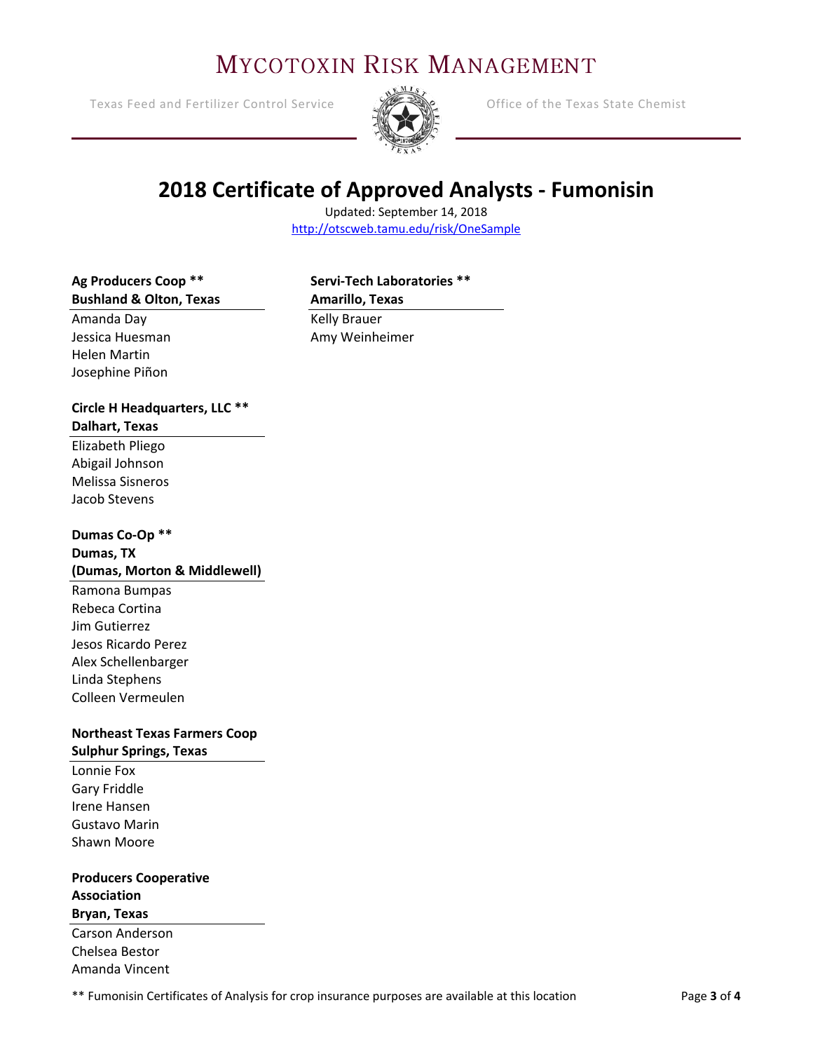# Mycotoxin Risk Management

Texas Feed and Fertilizer Control Service — Office of the Texas State Chemist

## 2018 Certificate of Approved Analysts - Fumonisin

Updated: September 14, 2018

http://otscweb.tamu.edu/risk/OneSample

**Ag Producers Coop \*\***
**Bushland & Olton, Texas**

Amanda Day
Jessica Huesman
Helen Martin
Josephine Piñon

**Circle H Headquarters, LLC \*\***
**Dalhart, Texas**

Elizabeth Pliego
Abigail Johnson
Melissa Sisneros
Jacob Stevens

**Dumas Co-Op \*\***
**Dumas, TX**
**(Dumas, Morton & Middlewell)**

Ramona Bumpas
Rebeca Cortina
Jim Gutierrez
Jesos Ricardo Perez
Alex Schellenbarger
Linda Stephens
Colleen Vermeulen

**Northeast Texas Farmers Coop**
**Sulphur Springs, Texas**

Lonnie Fox
Gary Friddle
Irene Hansen
Gustavo Marin
Shawn Moore

**Producers Cooperative Association**
**Bryan, Texas**

Carson Anderson
Chelsea Bestor
Amanda Vincent

**Servi-Tech Laboratories \*\***
**Amarillo, Texas**

Kelly Brauer
Amy Weinheimer

\*\* Fumonisin Certificates of Analysis for crop insurance purposes are available at this location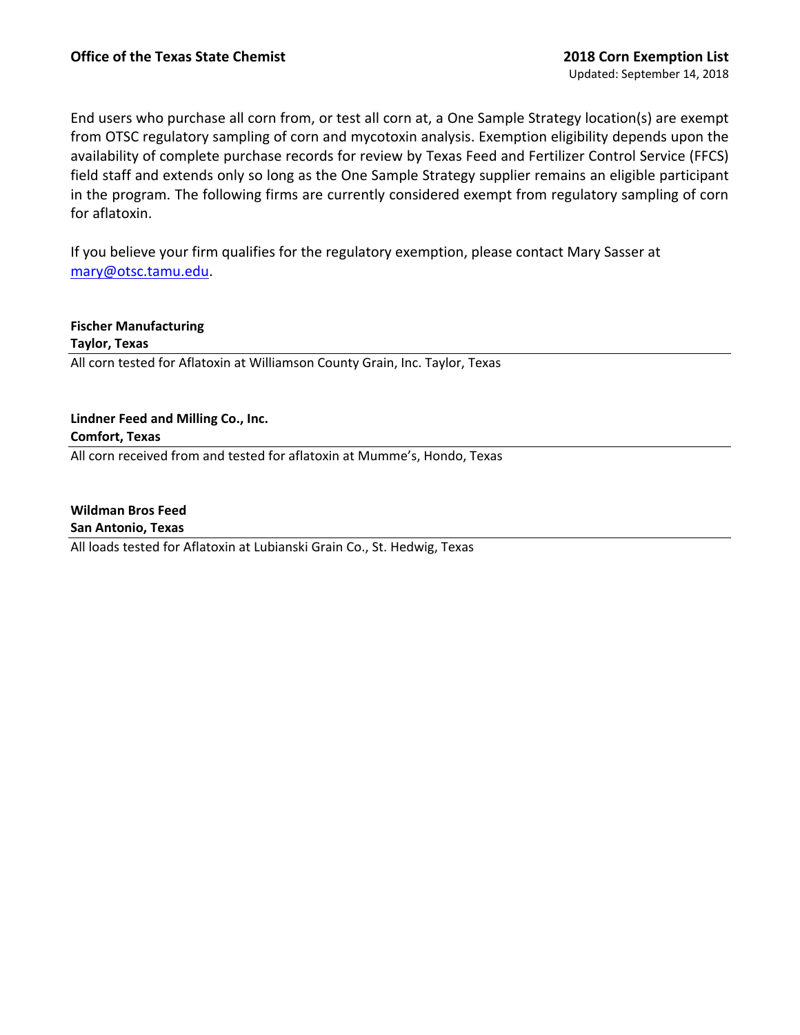**Office of the Texas State Chemist** **2018 Corn Exemption List**

Updated: September 14, 2018

End users who purchase all corn from, or test all corn at, a One Sample Strategy location(s) are exempt from OTSC regulatory sampling of corn and mycotoxin analysis. Exemption eligibility depends upon the availability of complete purchase records for review by Texas Feed and Fertilizer Control Service (FFCS) field staff and extends only so long as the One Sample Strategy supplier remains an eligible participant in the program. The following firms are currently considered exempt from regulatory sampling of corn for aflatoxin.

If you believe your firm qualifies for the regulatory exemption, please contact Mary Sasser at mary@otsc.tamu.edu.

**Fischer Manufacturing**
**Taylor, Texas**

All corn tested for Aflatoxin at Williamson County Grain, Inc. Taylor, Texas

**Lindner Feed and Milling Co., Inc.**
**Comfort, Texas**

All corn received from and tested for aflatoxin at Mumme's, Hondo, Texas

**Wildman Bros Feed**
**San Antonio, Texas**

All loads tested for Aflatoxin at Lubianski Grain Co., St. Hedwig, Texas